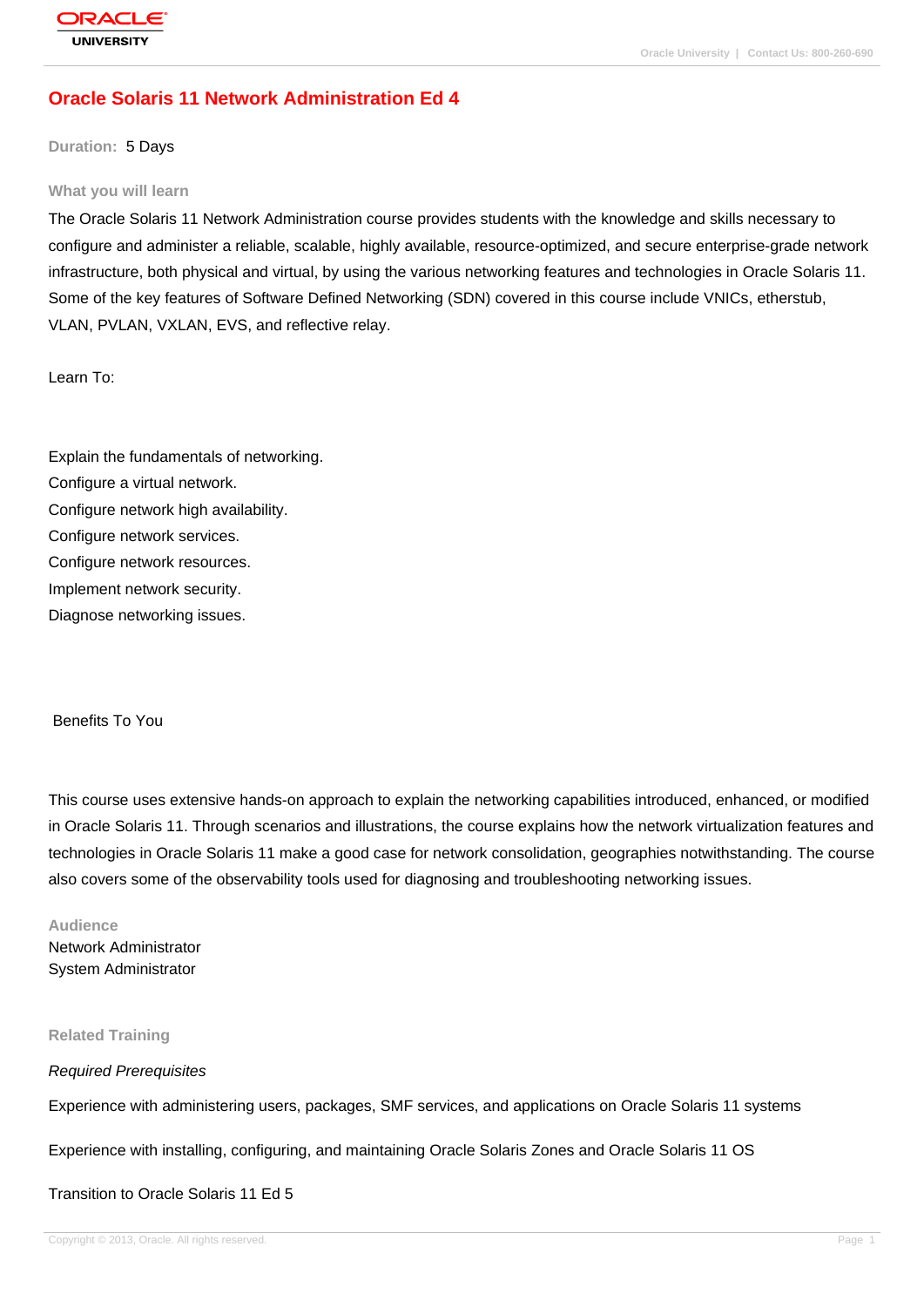# Oracle Solaris 11 Network Administration Ed 4

**Duration:** 5 Days

## What you will learn

The Oracle Solaris 11 Network Administration course provides students with the knowledge and skills necessary to configure and administer a reliable, scalable, highly available, resource-optimized, and secure enterprise-grade network infrastructure, both physical and virtual, by using the various networking features and technologies in Oracle Solaris 11. Some of the key features of Software Defined Networking (SDN) covered in this course include VNICs, etherstub, VLAN, PVLAN, VXLAN, EVS, and reflective relay.

Learn To:

Explain the fundamentals of networking.
Configure a virtual network.
Configure network high availability.
Configure network services.
Configure network resources.
Implement network security.
Diagnose networking issues.

Benefits To You

This course uses extensive hands-on approach to explain the networking capabilities introduced, enhanced, or modified in Oracle Solaris 11. Through scenarios and illustrations, the course explains how the network virtualization features and technologies in Oracle Solaris 11 make a good case for network consolidation, geographies notwithstanding. The course also covers some of the observability tools used for diagnosing and troubleshooting networking issues.

## Audience

Network Administrator
System Administrator

## Related Training

*Required Prerequisites*

Experience with administering users, packages, SMF services, and applications on Oracle Solaris 11 systems

Experience with installing, configuring, and maintaining Oracle Solaris Zones and Oracle Solaris 11 OS

Transition to Oracle Solaris 11 Ed 5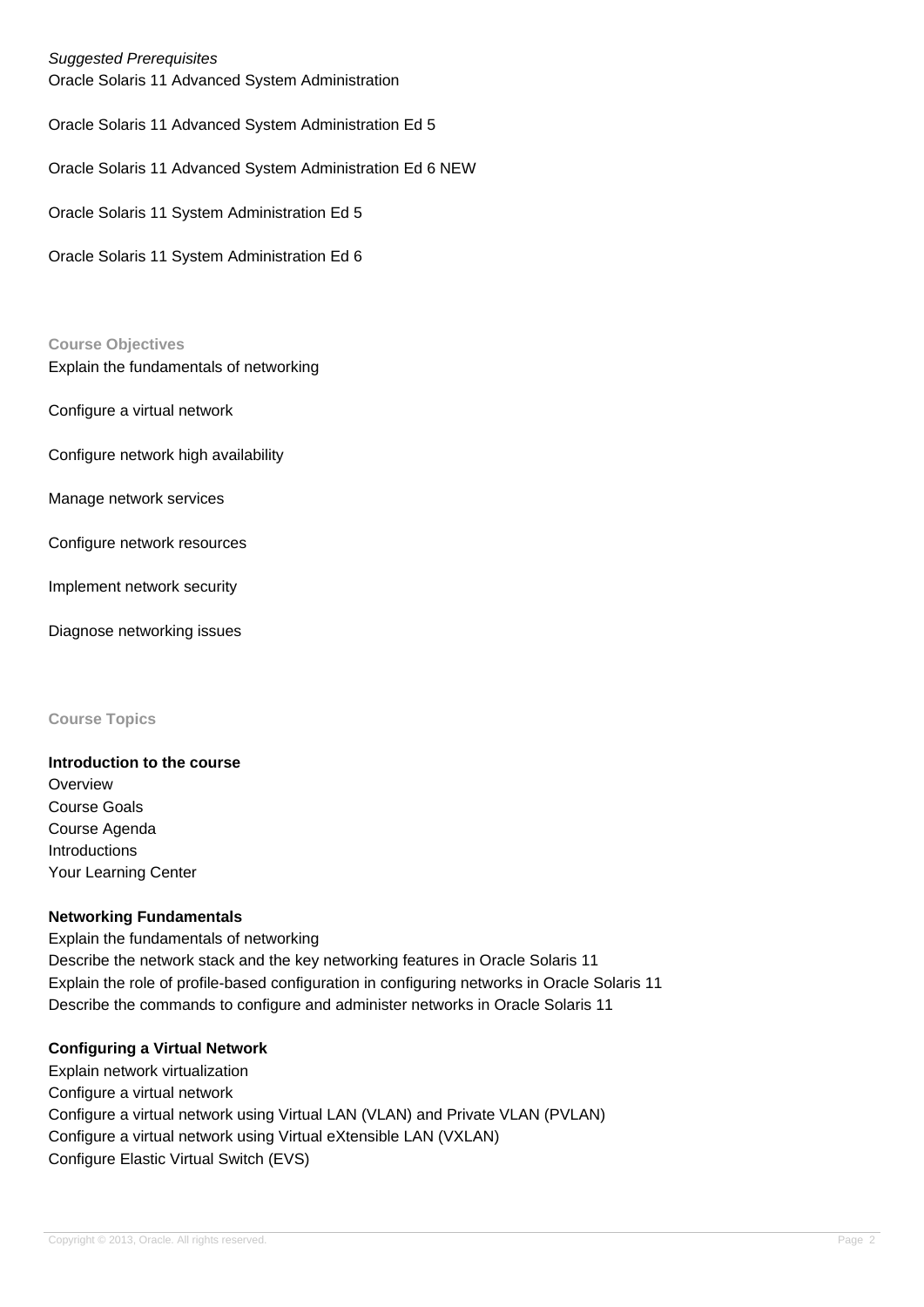*Suggested Prerequisites*
Oracle Solaris 11 Advanced System Administration

Oracle Solaris 11 Advanced System Administration Ed 5

Oracle Solaris 11 Advanced System Administration Ed 6 NEW

Oracle Solaris 11 System Administration Ed 5

Oracle Solaris 11 System Administration Ed 6

## Course Objectives

Explain the fundamentals of networking

Configure a virtual network

Configure network high availability

Manage network services

Configure network resources

Implement network security

Diagnose networking issues

## Course Topics

### Introduction to the course

Overview
Course Goals
Course Agenda
Introductions
Your Learning Center

### Networking Fundamentals

Explain the fundamentals of networking
Describe the network stack and the key networking features in Oracle Solaris 11
Explain the role of profile-based configuration in configuring networks in Oracle Solaris 11
Describe the commands to configure and administer networks in Oracle Solaris 11

### Configuring a Virtual Network

Explain network virtualization
Configure a virtual network
Configure a virtual network using Virtual LAN (VLAN) and Private VLAN (PVLAN)
Configure a virtual network using Virtual eXtensible LAN (VXLAN)
Configure Elastic Virtual Switch (EVS)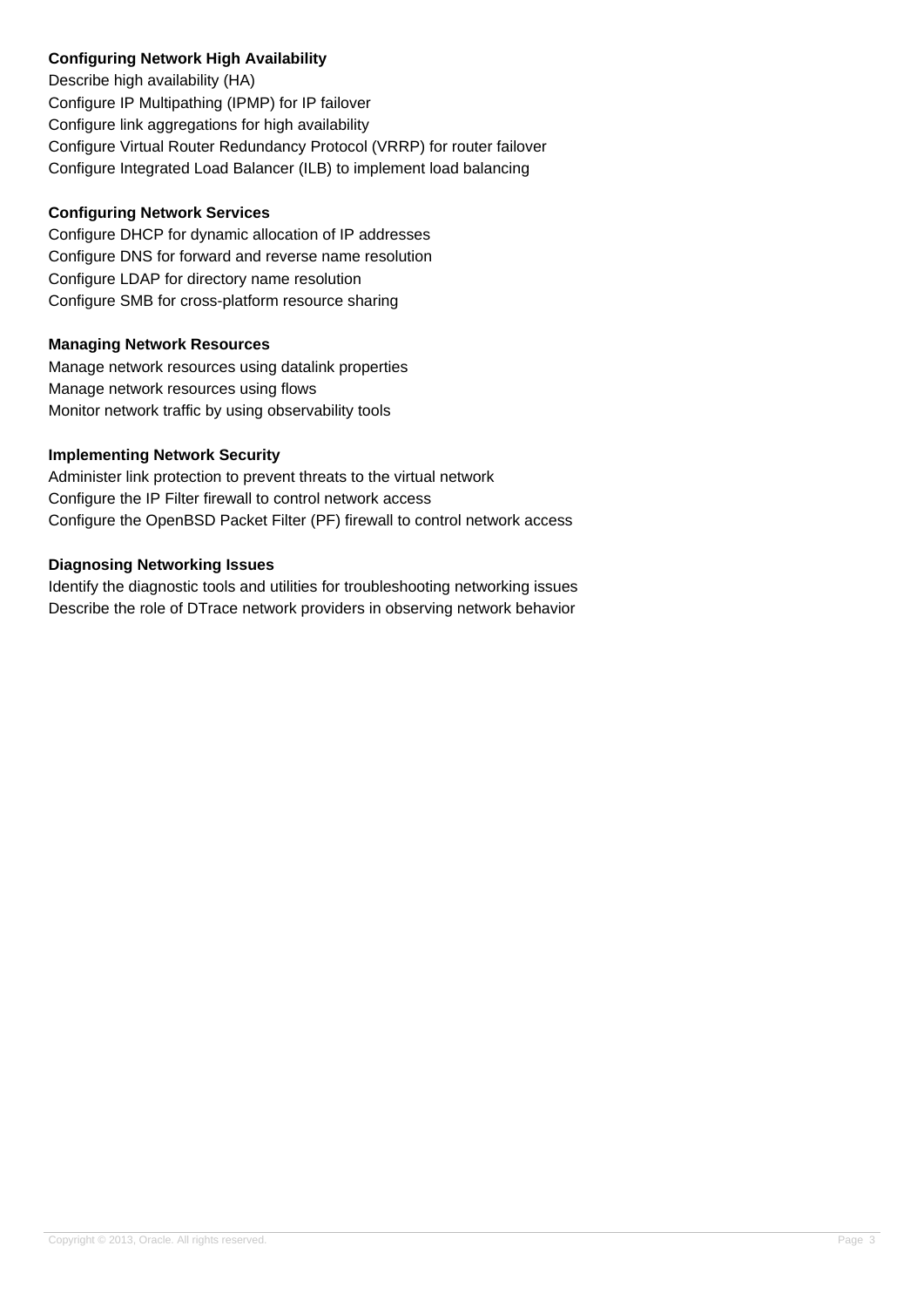**Configuring Network High Availability**

Describe high availability (HA)
Configure IP Multipathing (IPMP) for IP failover
Configure link aggregations for high availability
Configure Virtual Router Redundancy Protocol (VRRP) for router failover
Configure Integrated Load Balancer (ILB) to implement load balancing

**Configuring Network Services**

Configure DHCP for dynamic allocation of IP addresses
Configure DNS for forward and reverse name resolution
Configure LDAP for directory name resolution
Configure SMB for cross-platform resource sharing

**Managing Network Resources**

Manage network resources using datalink properties
Manage network resources using flows
Monitor network traffic by using observability tools

**Implementing Network Security**

Administer link protection to prevent threats to the virtual network
Configure the IP Filter firewall to control network access
Configure the OpenBSD Packet Filter (PF) firewall to control network access

**Diagnosing Networking Issues**

Identify the diagnostic tools and utilities for troubleshooting networking issues
Describe the role of DTrace network providers in observing network behavior